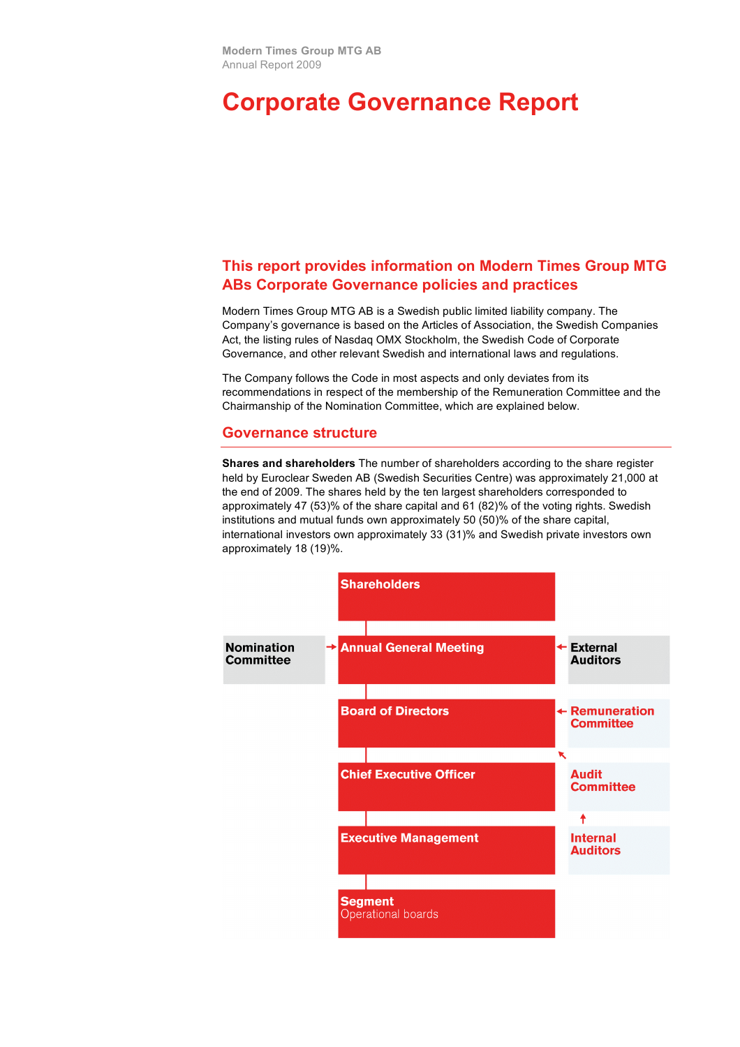Modern Times Group MTG AB
Annual Report 2009

# Corporate Governance Report

## This report provides information on Modern Times Group MTG ABs Corporate Governance policies and practices

Modern Times Group MTG AB is a Swedish public limited liability company. The Company's governance is based on the Articles of Association, the Swedish Companies Act, the listing rules of Nasdaq OMX Stockholm, the Swedish Code of Corporate Governance, and other relevant Swedish and international laws and regulations.

The Company follows the Code in most aspects and only deviates from its recommendations in respect of the membership of the Remuneration Committee and the Chairmanship of the Nomination Committee, which are explained below.

## Governance structure

**Shares and shareholders** The number of shareholders according to the share register held by Euroclear Sweden AB (Swedish Securities Centre) was approximately 21,000 at the end of 2009. The shares held by the ten largest shareholders corresponded to approximately 47 (53)% of the share capital and 61 (82)% of the voting rights. Swedish institutions and mutual funds own approximately 50 (50)% of the share capital, international investors own approximately 33 (31)% and Swedish private investors own approximately 18 (19)%.

Shareholders

Nomination Committee → Annual General Meeting ← External Auditors

Board of Directors ← Remuneration Committee

Audit Committee

Internal Auditors

Chief Executive Officer

Executive Management

Segment
Operational boards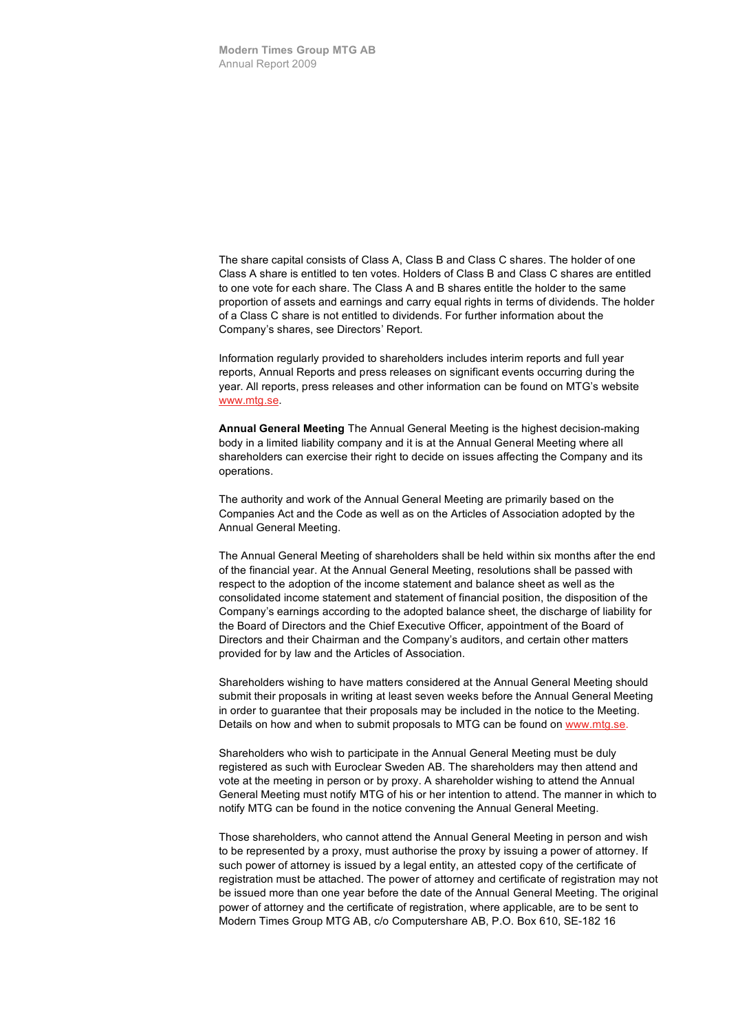The share capital consists of Class A, Class B and Class C shares. The holder of one Class A share is entitled to ten votes. Holders of Class B and Class C shares are entitled to one vote for each share. The Class A and B shares entitle the holder to the same proportion of assets and earnings and carry equal rights in terms of dividends. The holder of a Class C share is not entitled to dividends. For further information about the Company's shares, see Directors' Report.

Information regularly provided to shareholders includes interim reports and full year reports, Annual Reports and press releases on significant events occurring during the year. All reports, press releases and other information can be found on MTG's website www.mtg.se.

**Annual General Meeting** The Annual General Meeting is the highest decision-making body in a limited liability company and it is at the Annual General Meeting where all shareholders can exercise their right to decide on issues affecting the Company and its operations.

The authority and work of the Annual General Meeting are primarily based on the Companies Act and the Code as well as on the Articles of Association adopted by the Annual General Meeting.

The Annual General Meeting of shareholders shall be held within six months after the end of the financial year. At the Annual General Meeting, resolutions shall be passed with respect to the adoption of the income statement and balance sheet as well as the consolidated income statement and statement of financial position, the disposition of the Company's earnings according to the adopted balance sheet, the discharge of liability for the Board of Directors and the Chief Executive Officer, appointment of the Board of Directors and their Chairman and the Company's auditors, and certain other matters provided for by law and the Articles of Association.

Shareholders wishing to have matters considered at the Annual General Meeting should submit their proposals in writing at least seven weeks before the Annual General Meeting in order to guarantee that their proposals may be included in the notice to the Meeting. Details on how and when to submit proposals to MTG can be found on www.mtg.se.

Shareholders who wish to participate in the Annual General Meeting must be duly registered as such with Euroclear Sweden AB. The shareholders may then attend and vote at the meeting in person or by proxy. A shareholder wishing to attend the Annual General Meeting must notify MTG of his or her intention to attend. The manner in which to notify MTG can be found in the notice convening the Annual General Meeting.

Those shareholders, who cannot attend the Annual General Meeting in person and wish to be represented by a proxy, must authorise the proxy by issuing a power of attorney. If such power of attorney is issued by a legal entity, an attested copy of the certificate of registration must be attached. The power of attorney and certificate of registration may not be issued more than one year before the date of the Annual General Meeting. The original power of attorney and the certificate of registration, where applicable, are to be sent to Modern Times Group MTG AB, c/o Computershare AB, P.O. Box 610, SE-182 16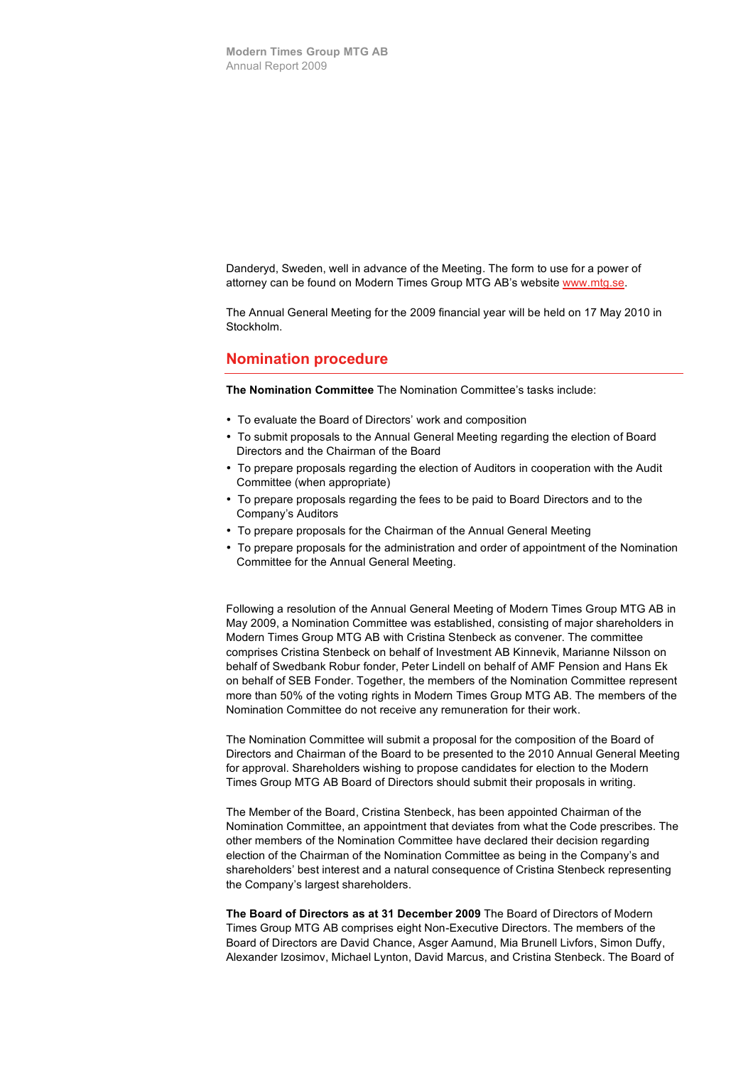Danderyd, Sweden, well in advance of the Meeting. The form to use for a power of attorney can be found on Modern Times Group MTG AB's website [www.mtg.se](http://www.mtg.se).

The Annual General Meeting for the 2009 financial year will be held on 17 May 2010 in Stockholm.

## Nomination procedure

**The Nomination Committee** The Nomination Committee's tasks include:

- To evaluate the Board of Directors' work and composition
- To submit proposals to the Annual General Meeting regarding the election of Board Directors and the Chairman of the Board
- To prepare proposals regarding the election of Auditors in cooperation with the Audit Committee (when appropriate)
- To prepare proposals regarding the fees to be paid to Board Directors and to the Company's Auditors
- To prepare proposals for the Chairman of the Annual General Meeting
- To prepare proposals for the administration and order of appointment of the Nomination Committee for the Annual General Meeting.

Following a resolution of the Annual General Meeting of Modern Times Group MTG AB in May 2009, a Nomination Committee was established, consisting of major shareholders in Modern Times Group MTG AB with Cristina Stenbeck as convener. The committee comprises Cristina Stenbeck on behalf of Investment AB Kinnevik, Marianne Nilsson on behalf of Swedbank Robur fonder, Peter Lindell on behalf of AMF Pension and Hans Ek on behalf of SEB Fonder. Together, the members of the Nomination Committee represent more than 50% of the voting rights in Modern Times Group MTG AB. The members of the Nomination Committee do not receive any remuneration for their work.

The Nomination Committee will submit a proposal for the composition of the Board of Directors and Chairman of the Board to be presented to the 2010 Annual General Meeting for approval. Shareholders wishing to propose candidates for election to the Modern Times Group MTG AB Board of Directors should submit their proposals in writing.

The Member of the Board, Cristina Stenbeck, has been appointed Chairman of the Nomination Committee, an appointment that deviates from what the Code prescribes. The other members of the Nomination Committee have declared their decision regarding election of the Chairman of the Nomination Committee as being in the Company's and shareholders' best interest and a natural consequence of Cristina Stenbeck representing the Company's largest shareholders.

**The Board of Directors as at 31 December 2009** The Board of Directors of Modern Times Group MTG AB comprises eight Non-Executive Directors. The members of the Board of Directors are David Chance, Asger Aamund, Mia Brunell Livfors, Simon Duffy, Alexander Izosimov, Michael Lynton, David Marcus, and Cristina Stenbeck. The Board of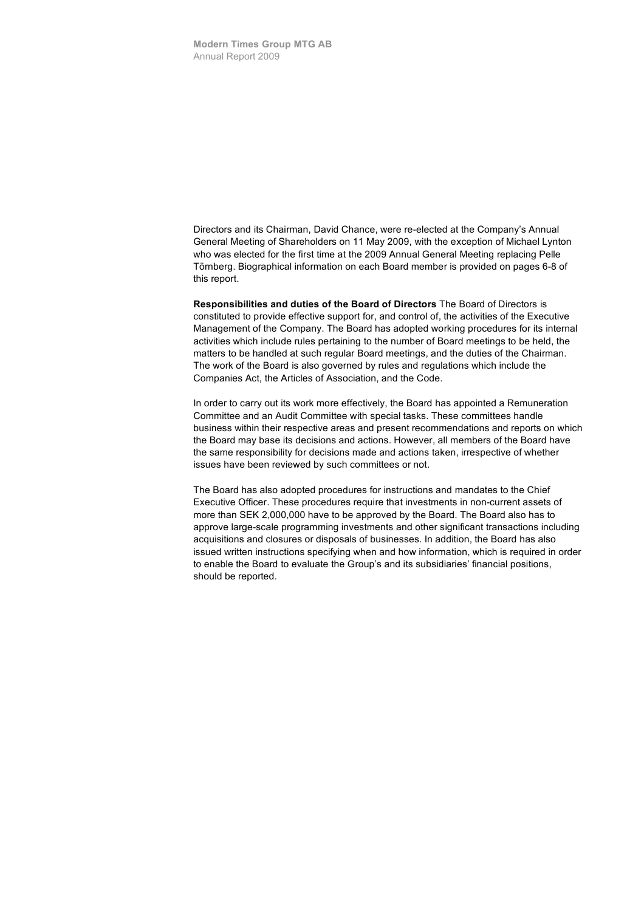Directors and its Chairman, David Chance, were re-elected at the Company's Annual General Meeting of Shareholders on 11 May 2009, with the exception of Michael Lynton who was elected for the first time at the 2009 Annual General Meeting replacing Pelle Törnberg. Biographical information on each Board member is provided on pages 6-8 of this report.

**Responsibilities and duties of the Board of Directors** The Board of Directors is constituted to provide effective support for, and control of, the activities of the Executive Management of the Company. The Board has adopted working procedures for its internal activities which include rules pertaining to the number of Board meetings to be held, the matters to be handled at such regular Board meetings, and the duties of the Chairman. The work of the Board is also governed by rules and regulations which include the Companies Act, the Articles of Association, and the Code.

In order to carry out its work more effectively, the Board has appointed a Remuneration Committee and an Audit Committee with special tasks. These committees handle business within their respective areas and present recommendations and reports on which the Board may base its decisions and actions. However, all members of the Board have the same responsibility for decisions made and actions taken, irrespective of whether issues have been reviewed by such committees or not.

The Board has also adopted procedures for instructions and mandates to the Chief Executive Officer. These procedures require that investments in non-current assets of more than SEK 2,000,000 have to be approved by the Board. The Board also has to approve large-scale programming investments and other significant transactions including acquisitions and closures or disposals of businesses. In addition, the Board has also issued written instructions specifying when and how information, which is required in order to enable the Board to evaluate the Group's and its subsidiaries' financial positions, should be reported.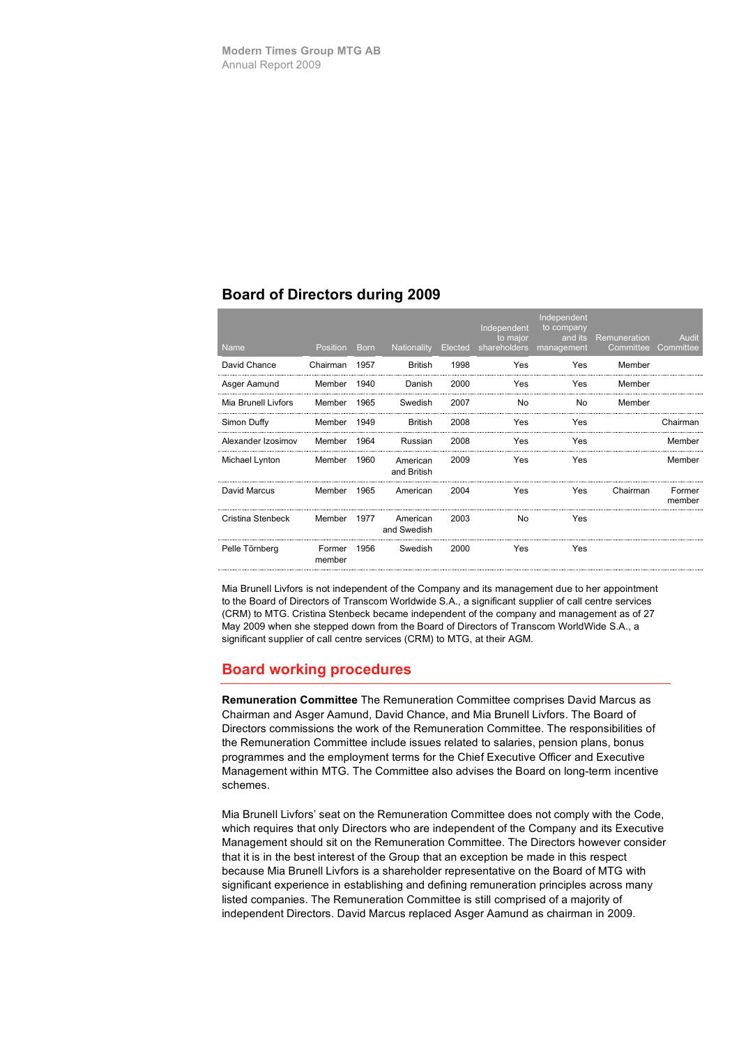## Board of Directors during 2009

| Name | Position | Born | Nationality | Elected | Independent to major shareholders | Independent to company and its management | Remuneration Committee | Audit Committee |
|---|---|---|---|---|---|---|---|---|
| David Chance | Chairman | 1957 | British | 1998 | Yes | Yes | Member | |
| Asger Aamund | Member | 1940 | Danish | 2000 | Yes | Yes | Member | |
| Mia Brunell Livfors | Member | 1965 | Swedish | 2007 | No | No | Member | |
| Simon Duffy | Member | 1949 | British | 2008 | Yes | Yes | | Chairman |
| Alexander Izosimov | Member | 1964 | Russian | 2008 | Yes | Yes | | Member |
| Michael Lynton | Member | 1960 | American and British | 2009 | Yes | Yes | | Member |
| David Marcus | Member | 1965 | American | 2004 | Yes | Yes | Chairman | Former member |
| Cristina Stenbeck | Member | 1977 | American and Swedish | 2003 | No | Yes | | |
| Pelle Törnberg | Former member | 1956 | Swedish | 2000 | Yes | Yes | | |

Mia Brunell Livfors is not independent of the Company and its management due to her appointment to the Board of Directors of Transcom Worldwide S.A., a significant supplier of call centre services (CRM) to MTG. Cristina Stenbeck became independent of the company and management as of 27 May 2009 when she stepped down from the Board of Directors of Transcom WorldWide S.A., a significant supplier of call centre services (CRM) to MTG, at their AGM.

## Board working procedures

**Remuneration Committee** The Remuneration Committee comprises David Marcus as Chairman and Asger Aamund, David Chance, and Mia Brunell Livfors. The Board of Directors commissions the work of the Remuneration Committee. The responsibilities of the Remuneration Committee include issues related to salaries, pension plans, bonus programmes and the employment terms for the Chief Executive Officer and Executive Management within MTG. The Committee also advises the Board on long-term incentive schemes.

Mia Brunell Livfors' seat on the Remuneration Committee does not comply with the Code, which requires that only Directors who are independent of the Company and its Executive Management should sit on the Remuneration Committee. The Directors however consider that it is in the best interest of the Group that an exception be made in this respect because Mia Brunell Livfors is a shareholder representative on the Board of MTG with significant experience in establishing and defining remuneration principles across many listed companies. The Remuneration Committee is still comprised of a majority of independent Directors. David Marcus replaced Asger Aamund as chairman in 2009.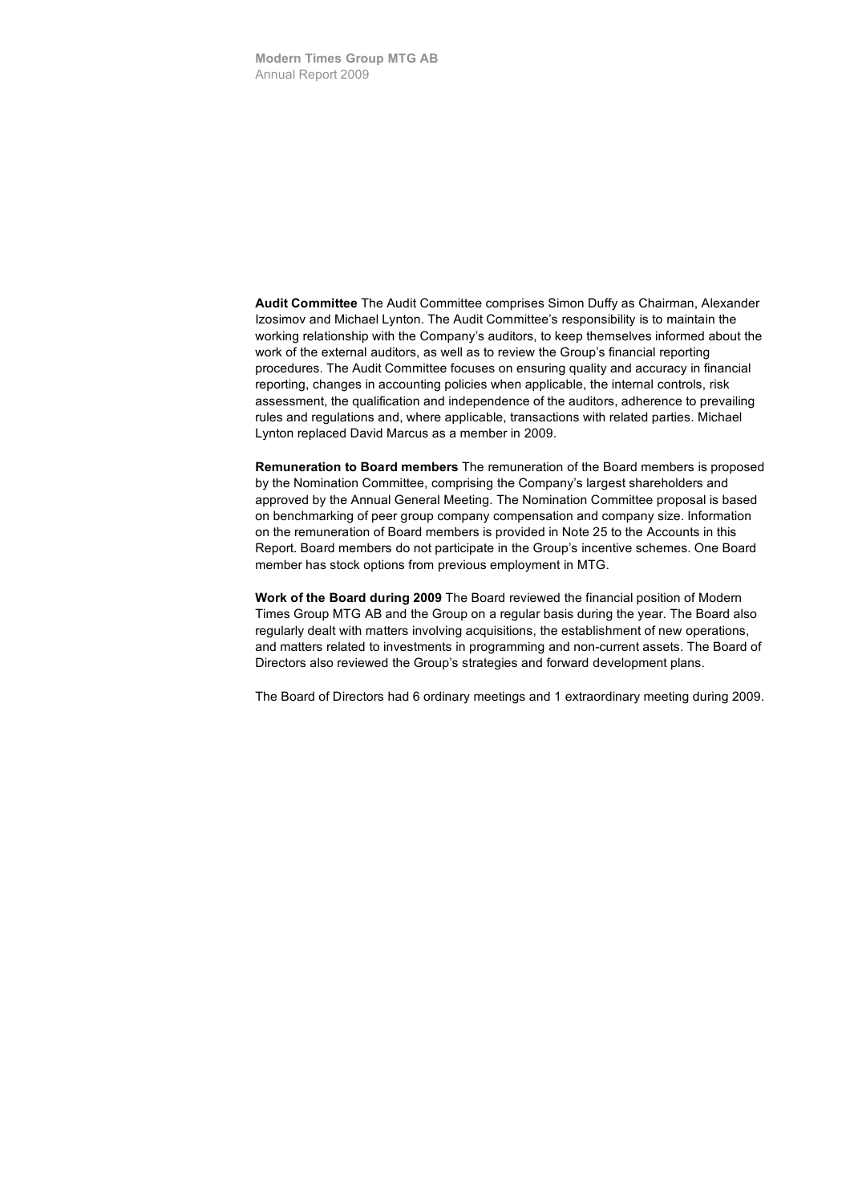**Audit Committee** The Audit Committee comprises Simon Duffy as Chairman, Alexander Izosimov and Michael Lynton. The Audit Committee's responsibility is to maintain the working relationship with the Company's auditors, to keep themselves informed about the work of the external auditors, as well as to review the Group's financial reporting procedures. The Audit Committee focuses on ensuring quality and accuracy in financial reporting, changes in accounting policies when applicable, the internal controls, risk assessment, the qualification and independence of the auditors, adherence to prevailing rules and regulations and, where applicable, transactions with related parties. Michael Lynton replaced David Marcus as a member in 2009.

**Remuneration to Board members** The remuneration of the Board members is proposed by the Nomination Committee, comprising the Company's largest shareholders and approved by the Annual General Meeting. The Nomination Committee proposal is based on benchmarking of peer group company compensation and company size. Information on the remuneration of Board members is provided in Note 25 to the Accounts in this Report. Board members do not participate in the Group's incentive schemes. One Board member has stock options from previous employment in MTG.

**Work of the Board during 2009** The Board reviewed the financial position of Modern Times Group MTG AB and the Group on a regular basis during the year. The Board also regularly dealt with matters involving acquisitions, the establishment of new operations, and matters related to investments in programming and non-current assets. The Board of Directors also reviewed the Group's strategies and forward development plans.

The Board of Directors had 6 ordinary meetings and 1 extraordinary meeting during 2009.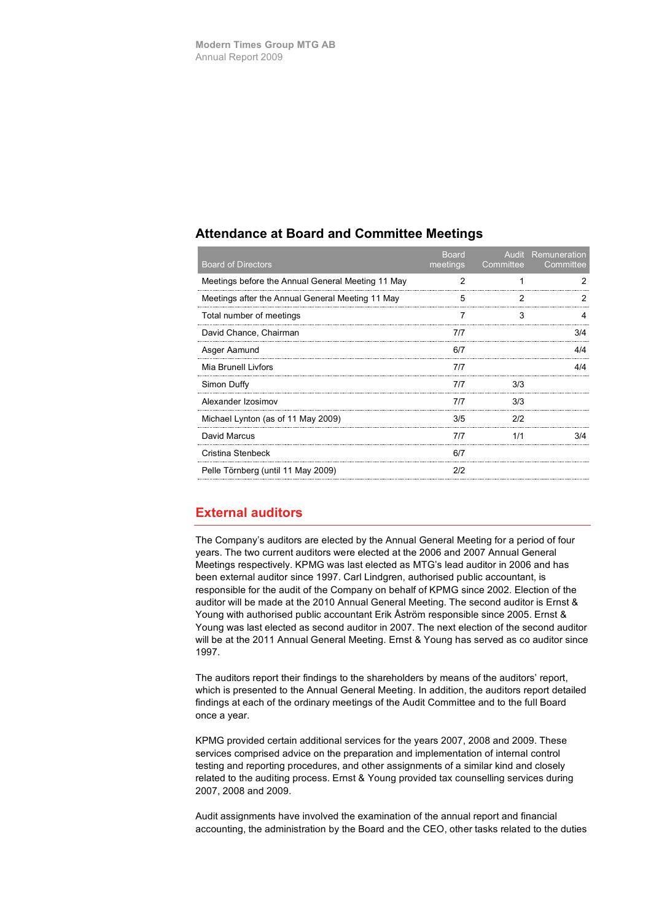## Attendance at Board and Committee Meetings

| Board of Directors | Board meetings | Audit Committee | Remuneration Committee |
|---|---|---|---|
| Meetings before the Annual General Meeting 11 May | 2 | 1 | 2 |
| Meetings after the Annual General Meeting 11 May | 5 | 2 | 2 |
| Total number of meetings | 7 | 3 | 4 |
| David Chance, Chairman | 7/7 | | 3/4 |
| Asger Aamund | 6/7 | | 4/4 |
| Mia Brunell Livfors | 7/7 | | 4/4 |
| Simon Duffy | 7/7 | 3/3 | |
| Alexander Izosimov | 7/7 | 3/3 | |
| Michael Lynton (as of 11 May 2009) | 3/5 | 2/2 | |
| David Marcus | 7/7 | 1/1 | 3/4 |
| Cristina Stenbeck | 6/7 | | |
| Pelle Törnberg (until 11 May 2009) | 2/2 | | |

## External auditors

The Company's auditors are elected by the Annual General Meeting for a period of four years. The two current auditors were elected at the 2006 and 2007 Annual General Meetings respectively. KPMG was last elected as MTG's lead auditor in 2006 and has been external auditor since 1997. Carl Lindgren, authorised public accountant, is responsible for the audit of the Company on behalf of KPMG since 2002. Election of the auditor will be made at the 2010 Annual General Meeting. The second auditor is Ernst & Young with authorised public accountant Erik Åström responsible since 2005. Ernst & Young was last elected as second auditor in 2007. The next election of the second auditor will be at the 2011 Annual General Meeting. Ernst & Young has served as co auditor since 1997.

The auditors report their findings to the shareholders by means of the auditors' report, which is presented to the Annual General Meeting. In addition, the auditors report detailed findings at each of the ordinary meetings of the Audit Committee and to the full Board once a year.

KPMG provided certain additional services for the years 2007, 2008 and 2009. These services comprised advice on the preparation and implementation of internal control testing and reporting procedures, and other assignments of a similar kind and closely related to the auditing process. Ernst & Young provided tax counselling services during 2007, 2008 and 2009.

Audit assignments have involved the examination of the annual report and financial accounting, the administration by the Board and the CEO, other tasks related to the duties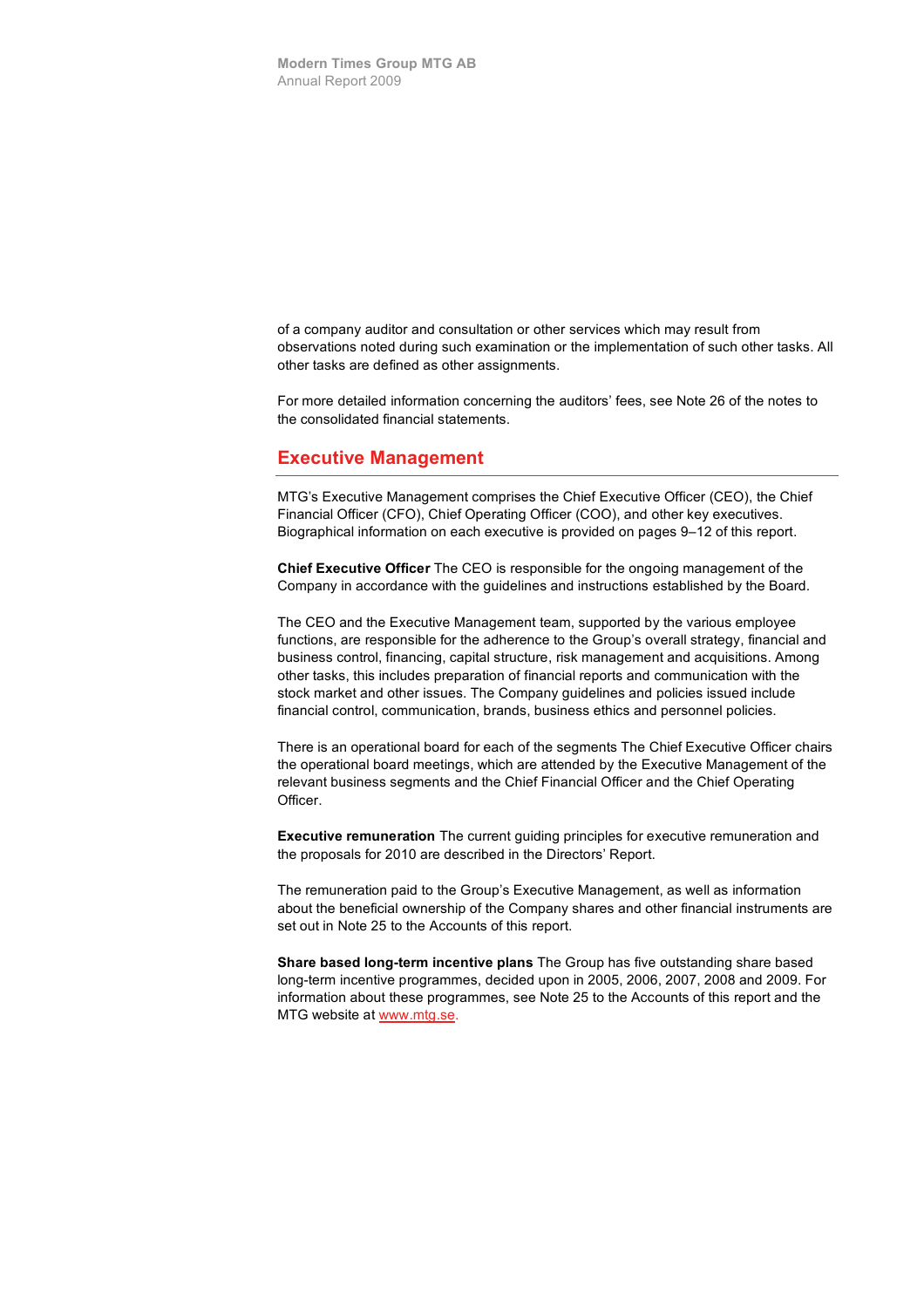of a company auditor and consultation or other services which may result from observations noted during such examination or the implementation of such other tasks. All other tasks are defined as other assignments.

For more detailed information concerning the auditors' fees, see Note 26 of the notes to the consolidated financial statements.

## Executive Management

MTG's Executive Management comprises the Chief Executive Officer (CEO), the Chief Financial Officer (CFO), Chief Operating Officer (COO), and other key executives. Biographical information on each executive is provided on pages 9–12 of this report.

**Chief Executive Officer** The CEO is responsible for the ongoing management of the Company in accordance with the guidelines and instructions established by the Board.

The CEO and the Executive Management team, supported by the various employee functions, are responsible for the adherence to the Group's overall strategy, financial and business control, financing, capital structure, risk management and acquisitions. Among other tasks, this includes preparation of financial reports and communication with the stock market and other issues. The Company guidelines and policies issued include financial control, communication, brands, business ethics and personnel policies.

There is an operational board for each of the segments The Chief Executive Officer chairs the operational board meetings, which are attended by the Executive Management of the relevant business segments and the Chief Financial Officer and the Chief Operating Officer.

**Executive remuneration** The current guiding principles for executive remuneration and the proposals for 2010 are described in the Directors' Report.

The remuneration paid to the Group's Executive Management, as well as information about the beneficial ownership of the Company shares and other financial instruments are set out in Note 25 to the Accounts of this report.

**Share based long-term incentive plans** The Group has five outstanding share based long-term incentive programmes, decided upon in 2005, 2006, 2007, 2008 and 2009. For information about these programmes, see Note 25 to the Accounts of this report and the MTG website at www.mtg.se.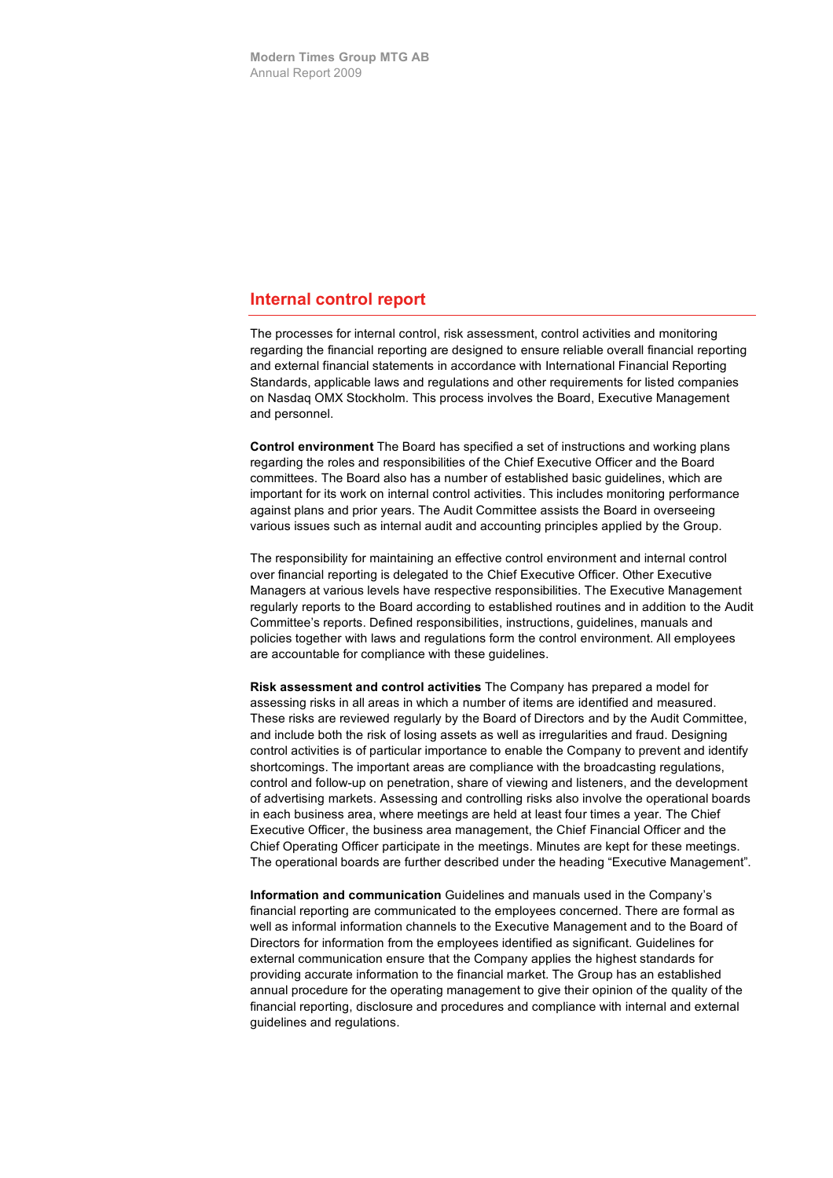## Internal control report

The processes for internal control, risk assessment, control activities and monitoring regarding the financial reporting are designed to ensure reliable overall financial reporting and external financial statements in accordance with International Financial Reporting Standards, applicable laws and regulations and other requirements for listed companies on Nasdaq OMX Stockholm. This process involves the Board, Executive Management and personnel.

**Control environment** The Board has specified a set of instructions and working plans regarding the roles and responsibilities of the Chief Executive Officer and the Board committees. The Board also has a number of established basic guidelines, which are important for its work on internal control activities. This includes monitoring performance against plans and prior years. The Audit Committee assists the Board in overseeing various issues such as internal audit and accounting principles applied by the Group.

The responsibility for maintaining an effective control environment and internal control over financial reporting is delegated to the Chief Executive Officer. Other Executive Managers at various levels have respective responsibilities. The Executive Management regularly reports to the Board according to established routines and in addition to the Audit Committee's reports. Defined responsibilities, instructions, guidelines, manuals and policies together with laws and regulations form the control environment. All employees are accountable for compliance with these guidelines.

**Risk assessment and control activities** The Company has prepared a model for assessing risks in all areas in which a number of items are identified and measured. These risks are reviewed regularly by the Board of Directors and by the Audit Committee, and include both the risk of losing assets as well as irregularities and fraud. Designing control activities is of particular importance to enable the Company to prevent and identify shortcomings. The important areas are compliance with the broadcasting regulations, control and follow-up on penetration, share of viewing and listeners, and the development of advertising markets. Assessing and controlling risks also involve the operational boards in each business area, where meetings are held at least four times a year. The Chief Executive Officer, the business area management, the Chief Financial Officer and the Chief Operating Officer participate in the meetings. Minutes are kept for these meetings. The operational boards are further described under the heading "Executive Management".

**Information and communication** Guidelines and manuals used in the Company's financial reporting are communicated to the employees concerned. There are formal as well as informal information channels to the Executive Management and to the Board of Directors for information from the employees identified as significant. Guidelines for external communication ensure that the Company applies the highest standards for providing accurate information to the financial market. The Group has an established annual procedure for the operating management to give their opinion of the quality of the financial reporting, disclosure and procedures and compliance with internal and external guidelines and regulations.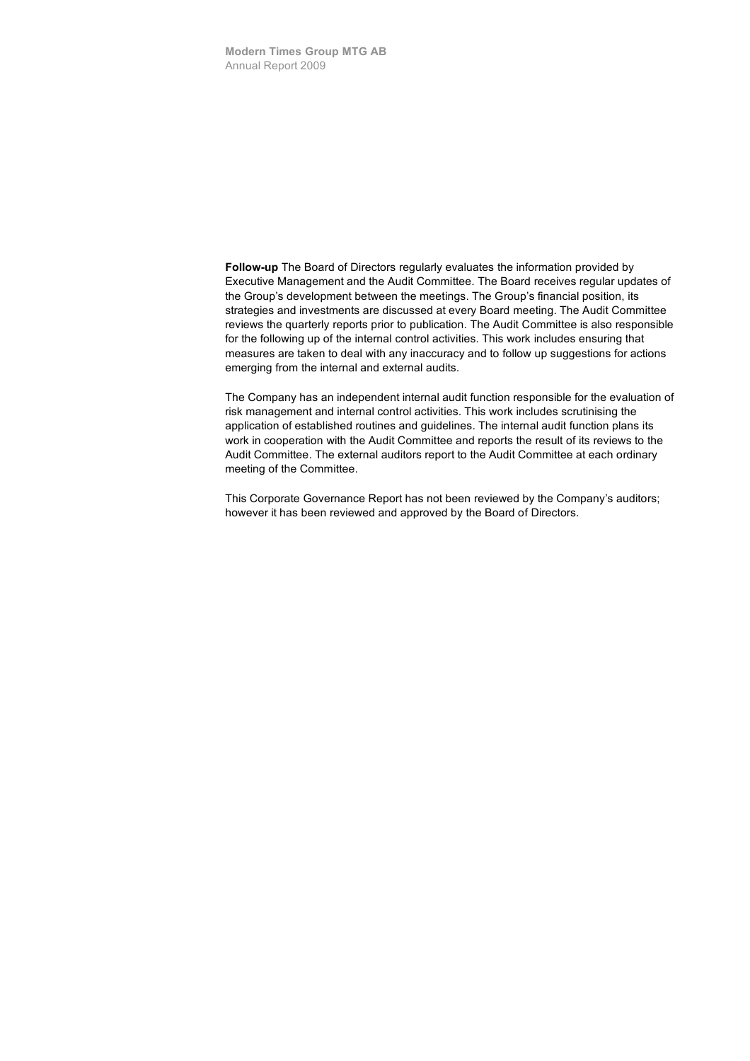**Follow-up** The Board of Directors regularly evaluates the information provided by Executive Management and the Audit Committee. The Board receives regular updates of the Group's development between the meetings. The Group's financial position, its strategies and investments are discussed at every Board meeting. The Audit Committee reviews the quarterly reports prior to publication. The Audit Committee is also responsible for the following up of the internal control activities. This work includes ensuring that measures are taken to deal with any inaccuracy and to follow up suggestions for actions emerging from the internal and external audits.

The Company has an independent internal audit function responsible for the evaluation of risk management and internal control activities. This work includes scrutinising the application of established routines and guidelines. The internal audit function plans its work in cooperation with the Audit Committee and reports the result of its reviews to the Audit Committee. The external auditors report to the Audit Committee at each ordinary meeting of the Committee.

This Corporate Governance Report has not been reviewed by the Company's auditors; however it has been reviewed and approved by the Board of Directors.